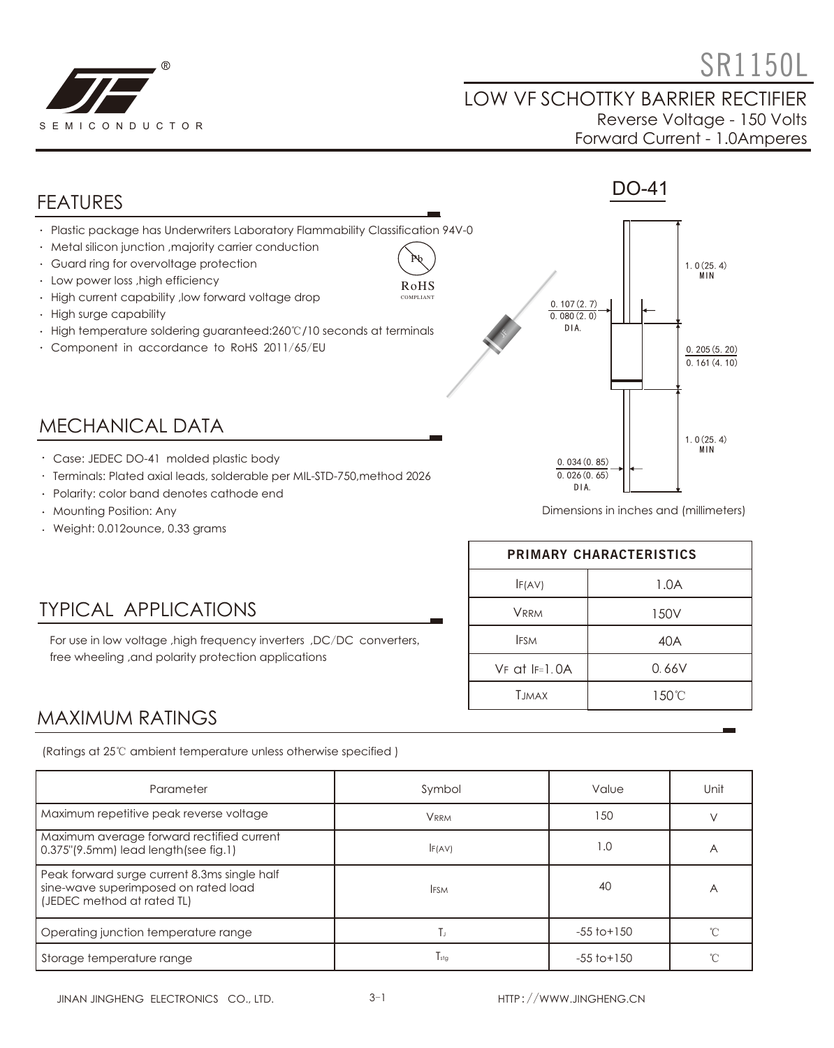# SR1150L

## LOW VF SCHOTTKY BARRIER RECTIFIER

Reverse Voltage - 150 Volts
Forward Current - 1.0Amperes

## FEATURES

- Plastic package has Underwriters Laboratory Flammability Classification 94V-0
- Metal silicon junction ,majority carrier conduction
- Guard ring for overvoltage protection
- Low power loss ,high efficiency
- High current capability ,low forward voltage drop
- High surge capability
- High temperature soldering guaranteed:260℃/10 seconds at terminals
- Component in accordance to RoHS 2011/65/EU

RoHS COMPLIANT

DO-41

1.0(25.4) MIN

0.107(2.7) / 0.080(2.0) DIA.

0.205(5.20) / 0.161(4.10)

1.0(25.4) MIN

0.034(0.85) / 0.026(0.65) DIA.

Dimensions in inches and (millimeters)

## MECHANICAL DATA

- Case: JEDEC DO-41 molded plastic body
- Terminals: Plated axial leads, solderable per MIL-STD-750,method 2026
- Polarity: color band denotes cathode end
- Mounting Position: Any
- Weight: 0.012ounce, 0.33 grams

| PRIMARY CHARACTERISTICS | |
|---|---|
| $I_{F(AV)}$ | 1.0A |
| $V_{RRM}$ | 150V |
| $I_{FSM}$ | 40A |
| $V_F$ at $I_F$=1.0A | 0.66V |
| $T_{JMAX}$ | 150℃ |

## TYPICAL APPLICATIONS

For use in low voltage ,high frequency inverters ,DC/DC converters, free wheeling ,and polarity protection applications

## MAXIMUM RATINGS

(Ratings at 25℃ ambient temperature unless otherwise specified )

| Parameter | Symbol | Value | Unit |
|---|---|---|---|
| Maximum repetitive peak reverse voltage | $V_{RRM}$ | 150 | V |
| Maximum average forward rectified current 0.375"(9.5mm) lead length(see fig.1) | $I_{F(AV)}$ | 1.0 | A |
| Peak forward surge current 8.3ms single half sine-wave superimposed on rated load (JEDEC method at rated TL) | $I_{FSM}$ | 40 | A |
| Operating junction temperature range | $T_J$ | -55 to+150 | ℃ |
| Storage temperature range | $T_{stg}$ | -55 to+150 | ℃ |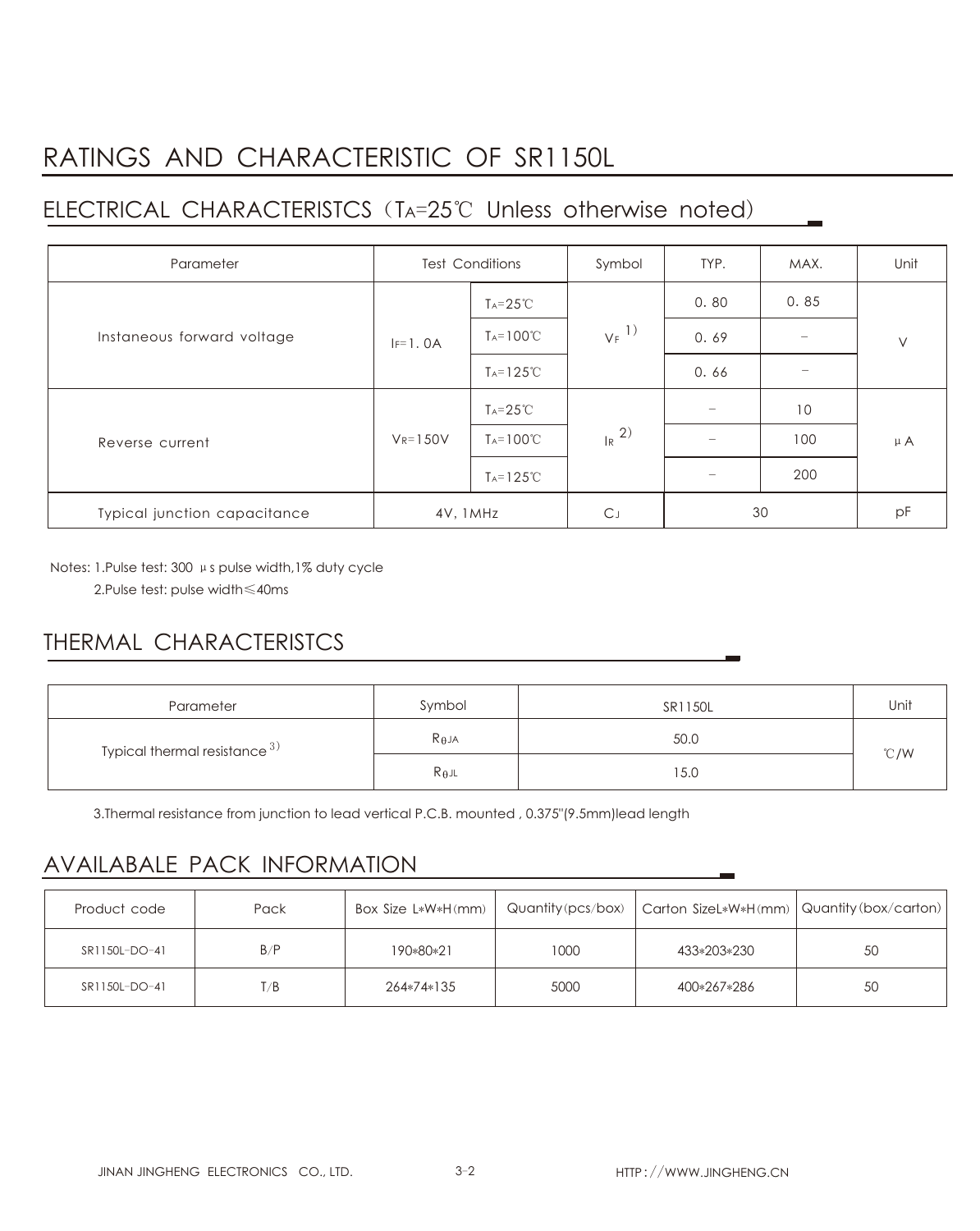# RATINGS AND CHARACTERISTIC OF SR1150L

## ELECTRICAL CHARACTERISTCS（$T_A$=25℃ Unless otherwise noted)

| Parameter | Test Conditions | | Symbol | TYP. | MAX. | Unit |
|---|---|---|---|---|---|---|
| Instaneous forward voltage | $I_F$=1. 0A | $T_A$=25℃ | $V_F$ 1) | 0. 80 | 0. 85 | V |
| | | $T_A$=100℃ | | 0. 69 | – | |
| | | $T_A$=125℃ | | 0. 66 | – | |
| Reverse current | $V_R$=150V | $T_A$=25℃ | $I_R$ 2) | – | 10 | μA |
| | | $T_A$=100℃ | | – | 100 | |
| | | $T_A$=125℃ | | – | 200 | |
| Typical junction capacitance | 4V, 1MHz | | $C_J$ | 30 | | pF |

Notes: 1.Pulse test: 300 μs pulse width,1% duty cycle

2.Pulse test: pulse width≤40ms

## THERMAL CHARACTERISTCS

| Parameter | Symbol | SR1150L | Unit |
|---|---|---|---|
| Typical thermal resistance 3) | $R_{\theta JA}$ | 50.0 | ℃/W |
| | $R_{\theta JL}$ | 15.0 | |

3.Thermal resistance from junction to lead vertical P.C.B. mounted , 0.375"(9.5mm)lead length

## AVAILABALE PACK INFORMATION

| Product code | Pack | Box Size L*W*H(mm) | Quantity(pcs/box) | Carton SizeL*W*H(mm) | Quantity(box/carton) |
|---|---|---|---|---|---|
| SR1150L-DO-41 | B/P | 190*80*21 | 1000 | 433*203*230 | 50 |
| SR1150L-DO-41 | T/B | 264*74*135 | 5000 | 400*267*286 | 50 |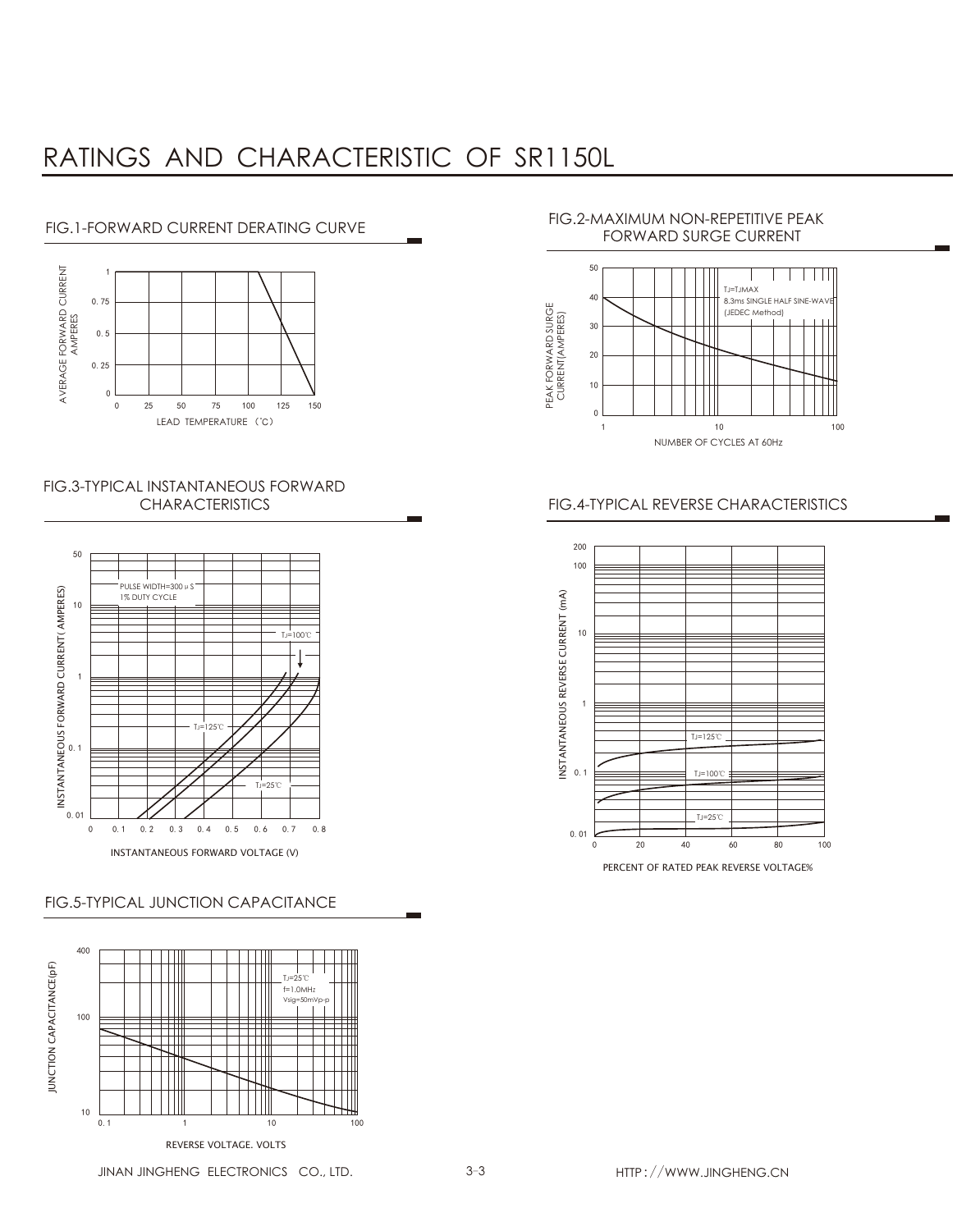# RATINGS AND CHARACTERISTIC OF SR1150L

## FIG.1-FORWARD CURRENT DERATING CURVE

AVERAGE FORWARD CURRENT AMPERES

1
0.75
0.5
0.25
0

0 25 50 75 100 125 150

LEAD TEMPERATURE (°C)

## FIG.2-MAXIMUM NON-REPETITIVE PEAK FORWARD SURGE CURRENT

PEAK FORWARD SURGE CURRENT(AMPERES)

50
40
30
20
10
0

TJ=TJMAX
8.3ms SINGLE HALF SINE-WAVE
(JEDEC Method)

1 10 100

NUMBER OF CYCLES AT 60Hz

## FIG.3-TYPICAL INSTANTANEOUS FORWARD CHARACTERISTICS

INSTANTANEOUS FORWARD CURRENT( AMPERES)

50
10
1
0.1
0.01

PULSE WIDTH=300 μ S
1% DUTY CYCLE

TJ=100℃
TJ=125℃
TJ=25℃

0 0.1 0.2 0.3 0.4 0.5 0.6 0.7 0.8

INSTANTANEOUS FORWARD VOLTAGE (V)

## FIG.4-TYPICAL REVERSE CHARACTERISTICS

INSTANTANEOUS REVERSE CURRENT (mA)

200
100
10
1
0.1
0.01

TJ=125℃
TJ=100℃
TJ=25℃

0 20 40 60 80 100

PERCENT OF RATED PEAK REVERSE VOLTAGE%

## FIG.5-TYPICAL JUNCTION CAPACITANCE

JUNCTION CAPACITANCE(pF)

400
100
10

TJ=25℃
f=1.0MHz
Vsig=50mVp-p

0.1 1 10 100

REVERSE VOLTAGE. VOLTS

JINAN JINGHENG ELECTRONICS CO., LTD. HTTP://WWW.JINGHENG.CN